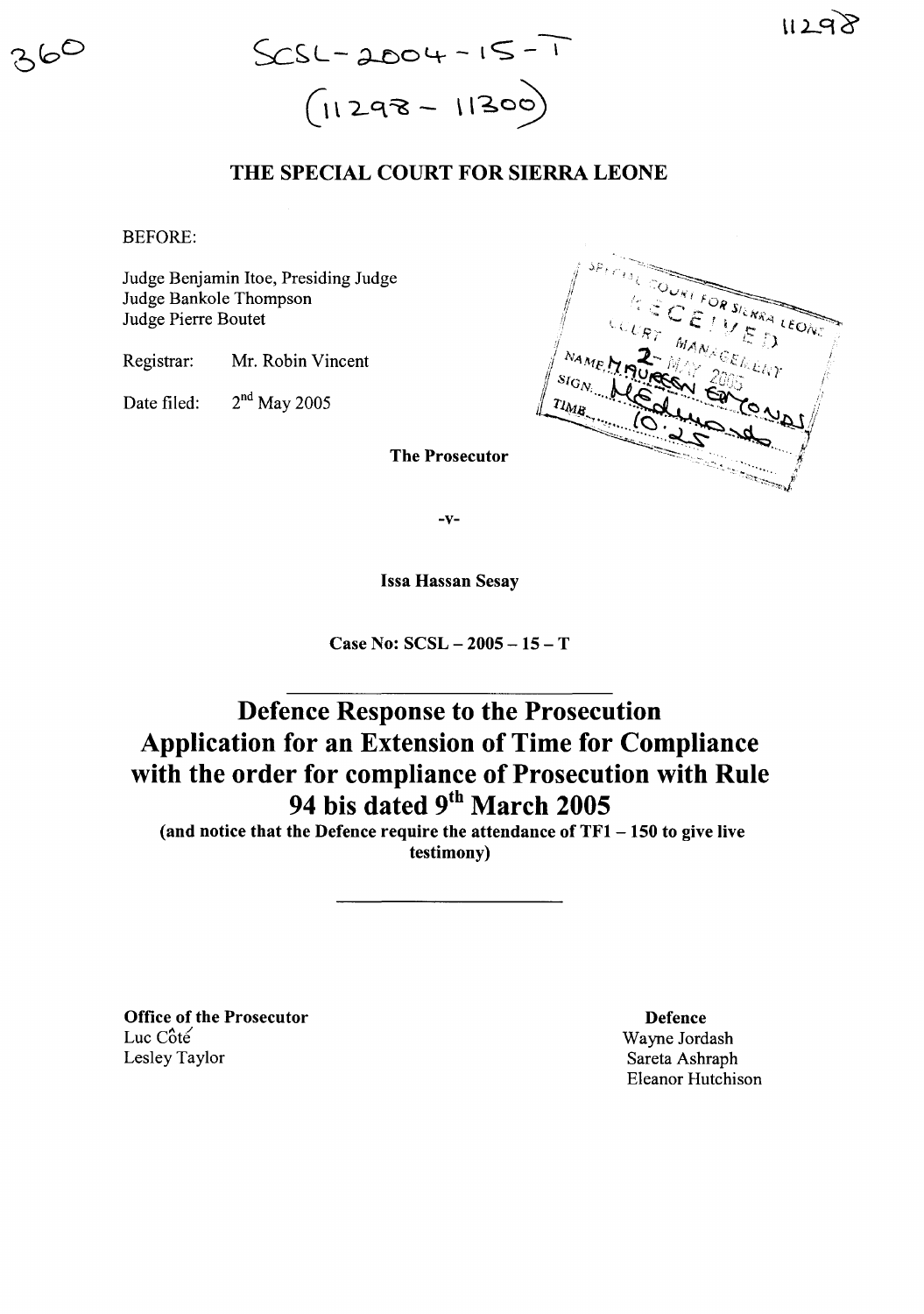SCSL-2004-15-T
(11298 - 11300)

# THE SPECIAL COURT FOR SIERRA LEONE

BEFORE:

Judge Benjamin Itoe, Presiding Judge
Judge Bankole Thompson
Judge Pierre Boutet

Registrar: Mr. Robin Vincent

Date filed: 2nd May 2005

SPECIAL COURT FOR SIERRA LEONE
RECEIVED
COURT MANAGEMENT
2 MAY 2005
NAME: MAUREEN EDMONDS
SIGN: 
TIME: 10:25

**The Prosecutor**

-v-

**Issa Hassan Sesay**

**Case No: SCSL – 2005 – 15 – T**

# Defence Response to the Prosecution Application for an Extension of Time for Compliance with the order for compliance of Prosecution with Rule 94 bis dated 9th March 2005

**(and notice that the Defence require the attendance of TF1 – 150 to give live testimony)**

**Office of the Prosecutor**
Luc Côté
Lesley Taylor

**Defence**
Wayne Jordash
Sareta Ashraph
Eleanor Hutchison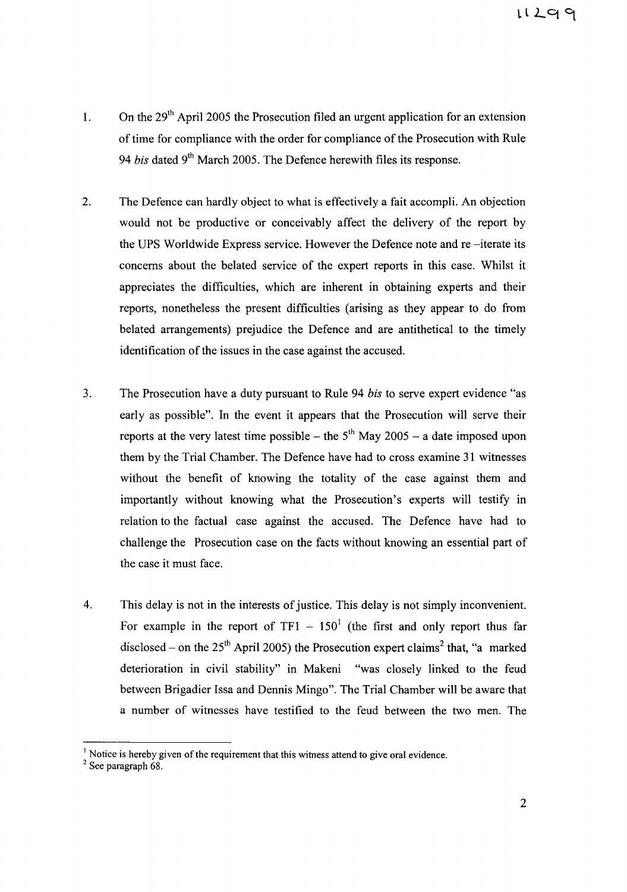1. On the 29th April 2005 the Prosecution filed an urgent application for an extension of time for compliance with the order for compliance of the Prosecution with Rule 94 *bis* dated 9th March 2005. The Defence herewith files its response.

2. The Defence can hardly object to what is effectively a fait accompli. An objection would not be productive or conceivably affect the delivery of the report by the UPS Worldwide Express service. However the Defence note and re –iterate its concerns about the belated service of the expert reports in this case. Whilst it appreciates the difficulties, which are inherent in obtaining experts and their reports, nonetheless the present difficulties (arising as they appear to do from belated arrangements) prejudice the Defence and are antithetical to the timely identification of the issues in the case against the accused.

3. The Prosecution have a duty pursuant to Rule 94 *bis* to serve expert evidence "as early as possible". In the event it appears that the Prosecution will serve their reports at the very latest time possible – the 5th May 2005 – a date imposed upon them by the Trial Chamber. The Defence have had to cross examine 31 witnesses without the benefit of knowing the totality of the case against them and importantly without knowing what the Prosecution's experts will testify in relation to the factual case against the accused. The Defence have had to challenge the Prosecution case on the facts without knowing an essential part of the case it must face.

4. This delay is not in the interests of justice. This delay is not simply inconvenient. For example in the report of TF1 – 150[1] (the first and only report thus far disclosed – on the 25th April 2005) the Prosecution expert claims[2] that, "a marked deterioration in civil stability" in Makeni "was closely linked to the feud between Brigadier Issa and Dennis Mingo". The Trial Chamber will be aware that a number of witnesses have testified to the feud between the two men. The

---

[1] Notice is hereby given of the requirement that this witness attend to give oral evidence.

[2] See paragraph 68.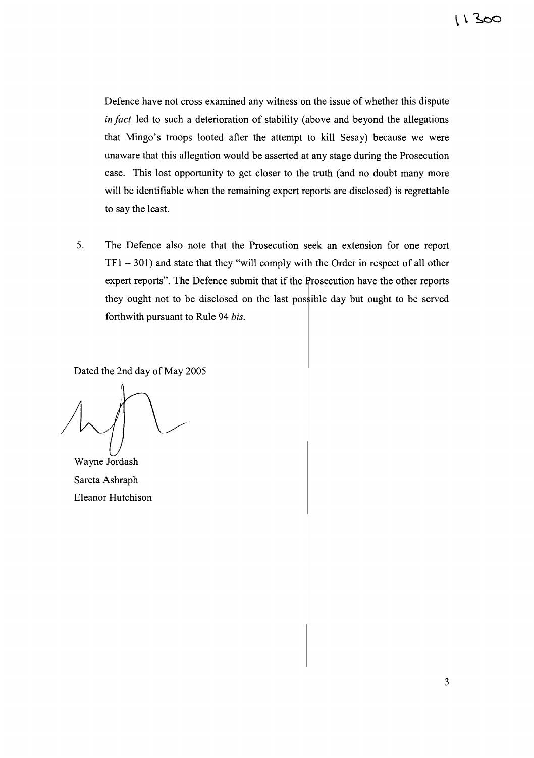Defence have not cross examined any witness on the issue of whether this dispute *in fact* led to such a deterioration of stability (above and beyond the allegations that Mingo's troops looted after the attempt to kill Sesay) because we were unaware that this allegation would be asserted at any stage during the Prosecution case. This lost opportunity to get closer to the truth (and no doubt many more will be identifiable when the remaining expert reports are disclosed) is regrettable to say the least.

5. The Defence also note that the Prosecution seek an extension for one report TF1 – 301) and state that they "will comply with the Order in respect of all other expert reports". The Defence submit that if the Prosecution have the other reports they ought not to be disclosed on the last possible day but ought to be served forthwith pursuant to Rule 94 *bis*.

Dated the 2nd day of May 2005

Wayne Jordash
Sareta Ashraph
Eleanor Hutchison